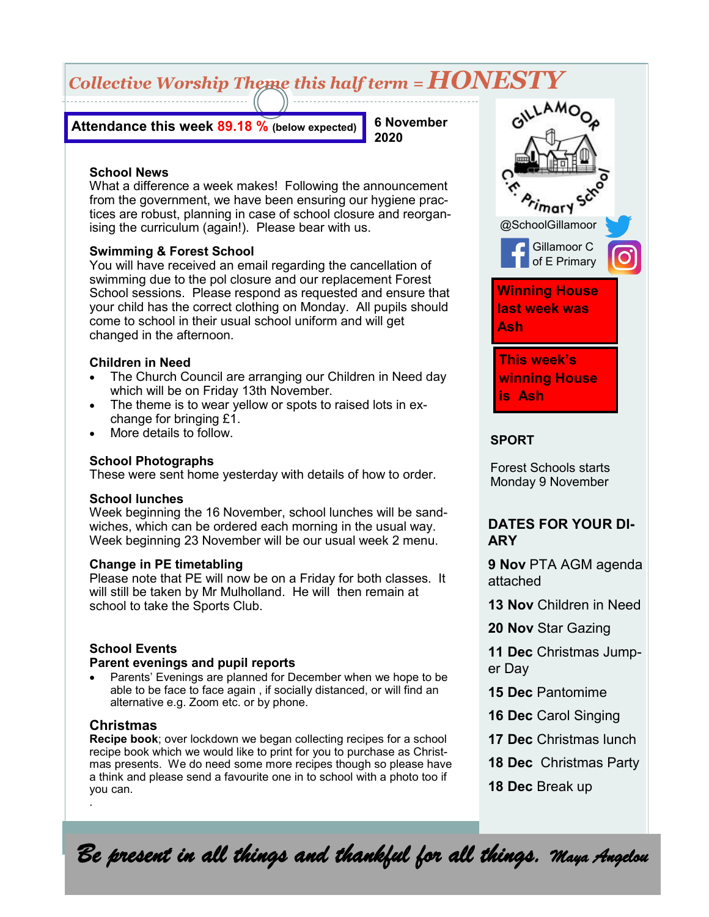# Collective Worship Theme this half term = HONESTY

**Attendance this week 89.18 % (below expected)**

**6 November 2020**

### School News

What a difference a week makes! Following the announcement from the government, we have been ensuring our hygiene practices are robust, planning in case of school closure and reorganising the curriculum (again!). Please bear with us.

### Swimming & Forest School

You will have received an email regarding the cancellation of swimming due to the pol closure and our replacement Forest School sessions. Please respond as requested and ensure that your child has the correct clothing on Monday. All pupils should come to school in their usual school uniform and will get changed in the afternoon.

### Children in Need

- The Church Council are arranging our Children in Need day which will be on Friday 13th November.
- The theme is to wear yellow or spots to raised lots in exchange for bringing £1.
- More details to follow.

### School Photographs

These were sent home yesterday with details of how to order.

### School lunches

Week beginning the 16 November, school lunches will be sandwiches, which can be ordered each morning in the usual way. Week beginning 23 November will be our usual week 2 menu.

### Change in PE timetabling

Please note that PE will now be on a Friday for both classes. It will still be taken by Mr Mulholland. He will then remain at school to take the Sports Club.

### School Events

**Parent evenings and pupil reports**

- Parents' Evenings are planned for December when we hope to be able to be face to face again , if socially distanced, or will find an alternative e.g. Zoom etc. or by phone.

### Christmas

**Recipe book**; over lockdown we began collecting recipes for a school recipe book which we would like to print for you to purchase as Christmas presents. We do need some more recipes though so please have a think and please send a favourite one in to school with a photo too if you can.

.

GILLAMOOR C.E. Primary School

@SchoolGillamoor

Gillamoor C of E Primary

**Winning House last week was Ash**

**This week's winning House is Ash**

### SPORT

Forest Schools starts Monday 9 November

### DATES FOR YOUR DIARY

**9 Nov** PTA AGM agenda attached

**13 Nov** Children in Need

**20 Nov** Star Gazing

**11 Dec** Christmas Jumper Day

**15 Dec** Pantomime

**16 Dec** Carol Singing

**17 Dec** Christmas lunch

**18 Dec** Christmas Party

**18 Dec** Break up

*Be present in all things and thankful for all things. Maya Angelou*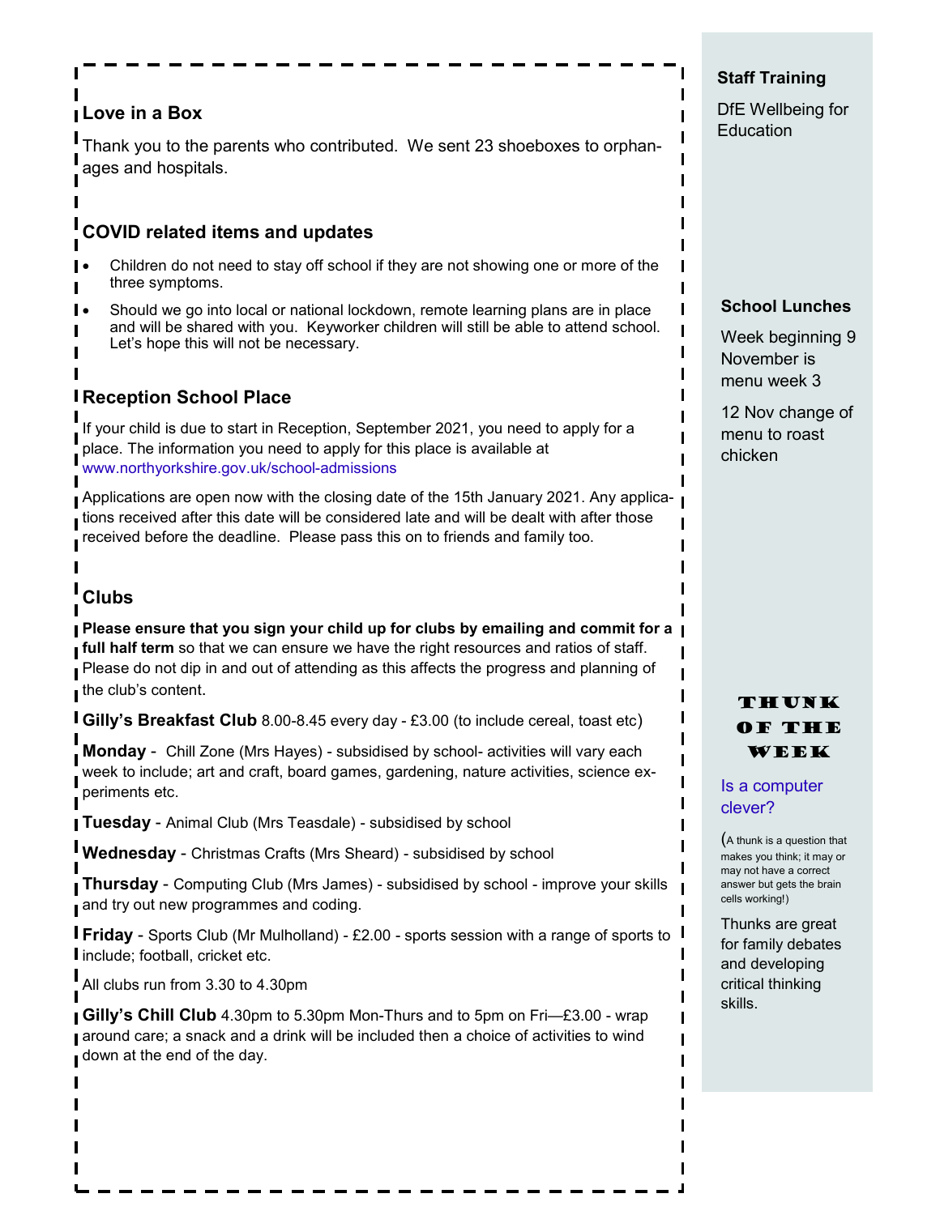## Love in a Box

Thank you to the parents who contributed. We sent 23 shoeboxes to orphanages and hospitals.

## COVID related items and updates

- Children do not need to stay off school if they are not showing one or more of the three symptoms.
- Should we go into local or national lockdown, remote learning plans are in place and will be shared with you. Keyworker children will still be able to attend school. Let's hope this will not be necessary.

## Reception School Place

If your child is due to start in Reception, September 2021, you need to apply for a place. The information you need to apply for this place is available at www.northyorkshire.gov.uk/school-admissions

Applications are open now with the closing date of the 15th January 2021. Any applications received after this date will be considered late and will be dealt with after those received before the deadline. Please pass this on to friends and family too.

## Clubs

**Please ensure that you sign your child up for clubs by emailing and commit for a full half term** so that we can ensure we have the right resources and ratios of staff. Please do not dip in and out of attending as this affects the progress and planning of the club's content.

**Gilly's Breakfast Club** 8.00-8.45 every day - £3.00 (to include cereal, toast etc)

**Monday** - Chill Zone (Mrs Hayes) - subsidised by school- activities will vary each week to include; art and craft, board games, gardening, nature activities, science experiments etc.

**Tuesday** - Animal Club (Mrs Teasdale) - subsidised by school

**Wednesday** - Christmas Crafts (Mrs Sheard) - subsidised by school

**Thursday** - Computing Club (Mrs James) - subsidised by school - improve your skills and try out new programmes and coding.

**Friday** - Sports Club (Mr Mulholland) - £2.00 - sports session with a range of sports to include; football, cricket etc.

All clubs run from 3.30 to 4.30pm

**Gilly's Chill Club** 4.30pm to 5.30pm Mon-Thurs and to 5pm on Fri—£3.00 - wrap around care; a snack and a drink will be included then a choice of activities to wind down at the end of the day.

### Staff Training

DfE Wellbeing for Education

### School Lunches

Week beginning 9 November is menu week 3

12 Nov change of menu to roast chicken

### Thunk of the Week

Is a computer clever?

(A thunk is a question that makes you think; it may or may not have a correct answer but gets the brain cells working!)

Thunks are great for family debates and developing critical thinking skills.